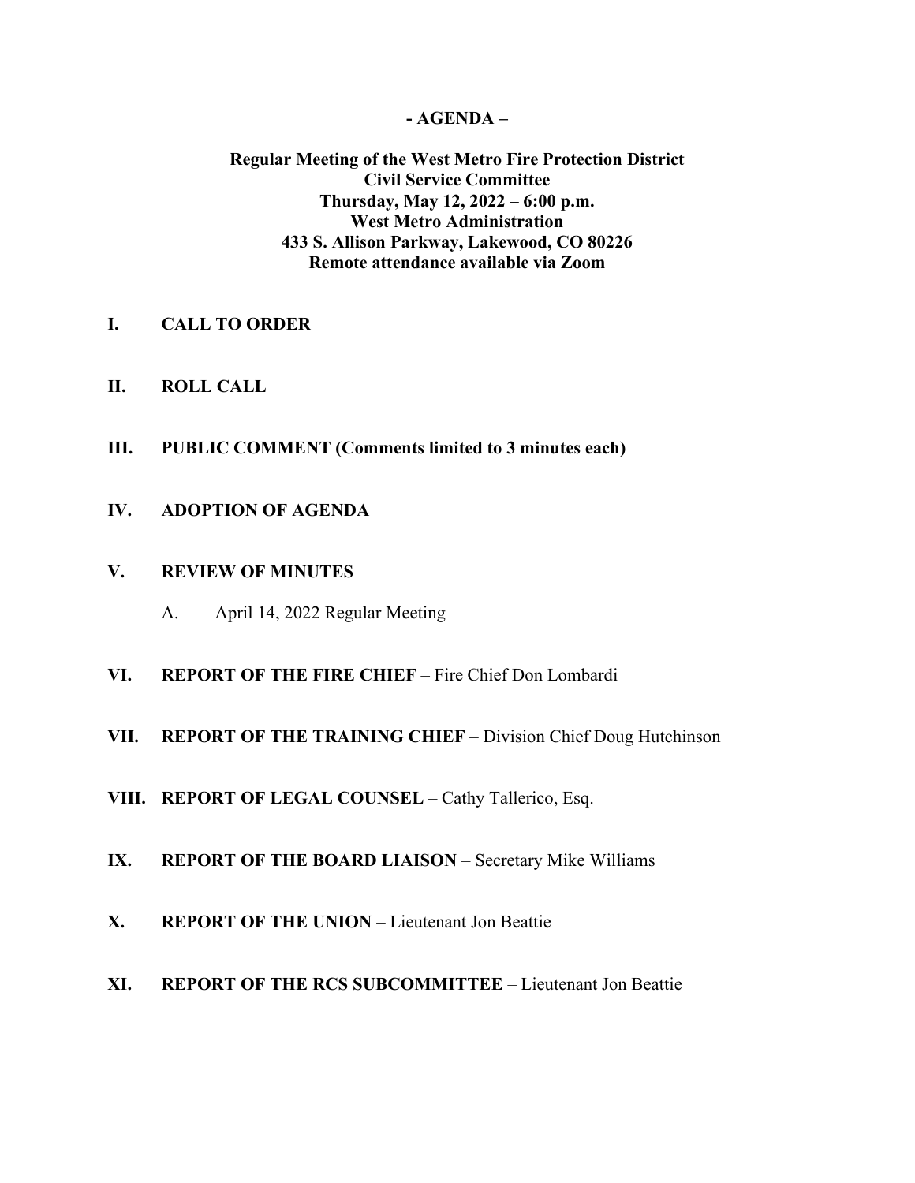**- AGENDA –**

**Regular Meeting of the West Metro Fire Protection District**
**Civil Service Committee**
**Thursday, May 12, 2022 – 6:00 p.m.**
**West Metro Administration**
**433 S. Allison Parkway, Lakewood, CO 80226**
**Remote attendance available via Zoom**

**I. CALL TO ORDER**

**II. ROLL CALL**

**III. PUBLIC COMMENT (Comments limited to 3 minutes each)**

**IV. ADOPTION OF AGENDA**

**V. REVIEW OF MINUTES**

A. April 14, 2022 Regular Meeting

**VI. REPORT OF THE FIRE CHIEF** – Fire Chief Don Lombardi

**VII. REPORT OF THE TRAINING CHIEF** – Division Chief Doug Hutchinson

**VIII. REPORT OF LEGAL COUNSEL** – Cathy Tallerico, Esq.

**IX. REPORT OF THE BOARD LIAISON** – Secretary Mike Williams

**X. REPORT OF THE UNION** – Lieutenant Jon Beattie

**XI. REPORT OF THE RCS SUBCOMMITTEE** – Lieutenant Jon Beattie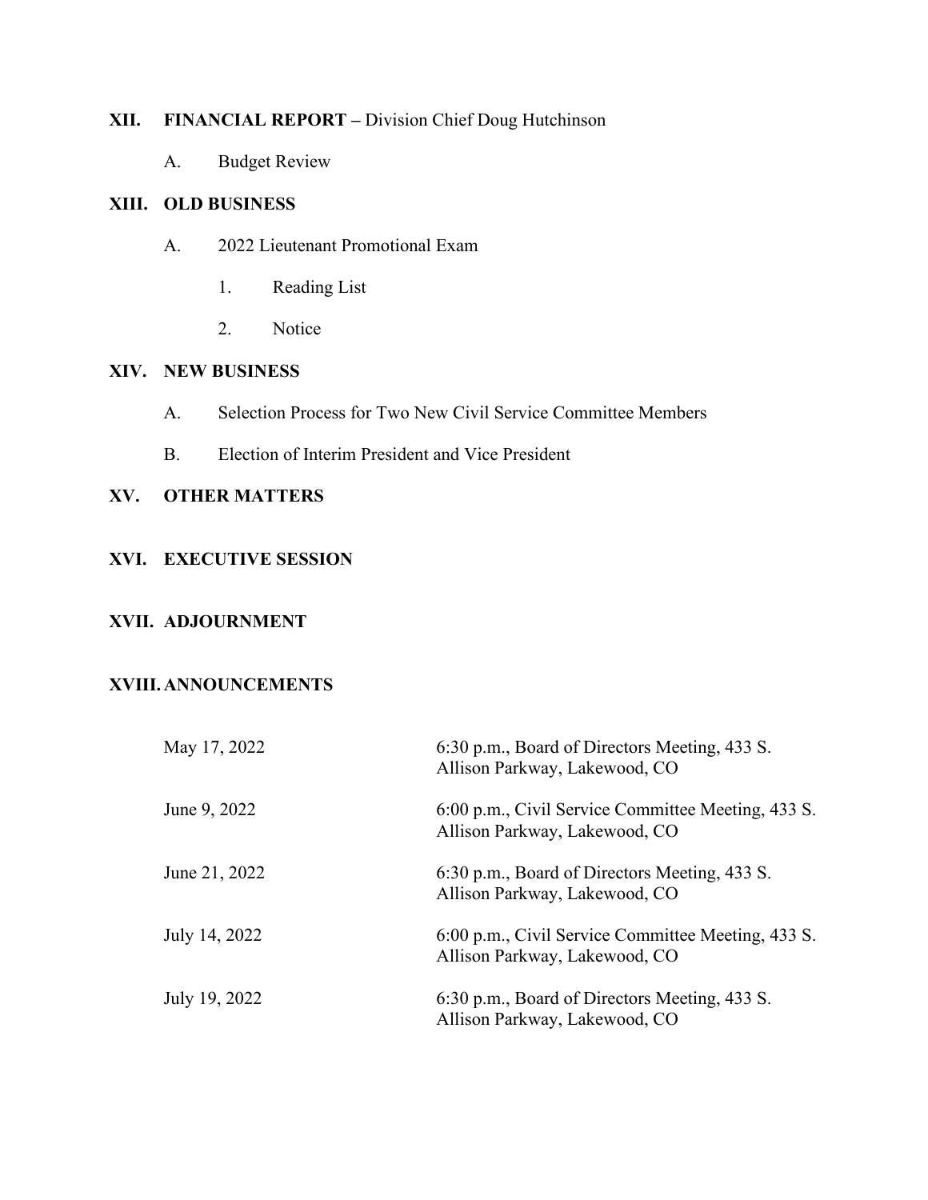## XII. FINANCIAL REPORT – Division Chief Doug Hutchinson

A. Budget Review

## XIII. OLD BUSINESS

A. 2022 Lieutenant Promotional Exam

1. Reading List

2. Notice

## XIV. NEW BUSINESS

A. Selection Process for Two New Civil Service Committee Members

B. Election of Interim President and Vice President

## XV. OTHER MATTERS

## XVI. EXECUTIVE SESSION

## XVII. ADJOURNMENT

## XVIII. ANNOUNCEMENTS

| | |
|---|---|
| May 17, 2022 | 6:30 p.m., Board of Directors Meeting, 433 S. Allison Parkway, Lakewood, CO |
| June 9, 2022 | 6:00 p.m., Civil Service Committee Meeting, 433 S. Allison Parkway, Lakewood, CO |
| June 21, 2022 | 6:30 p.m., Board of Directors Meeting, 433 S. Allison Parkway, Lakewood, CO |
| July 14, 2022 | 6:00 p.m., Civil Service Committee Meeting, 433 S. Allison Parkway, Lakewood, CO |
| July 19, 2022 | 6:30 p.m., Board of Directors Meeting, 433 S. Allison Parkway, Lakewood, CO |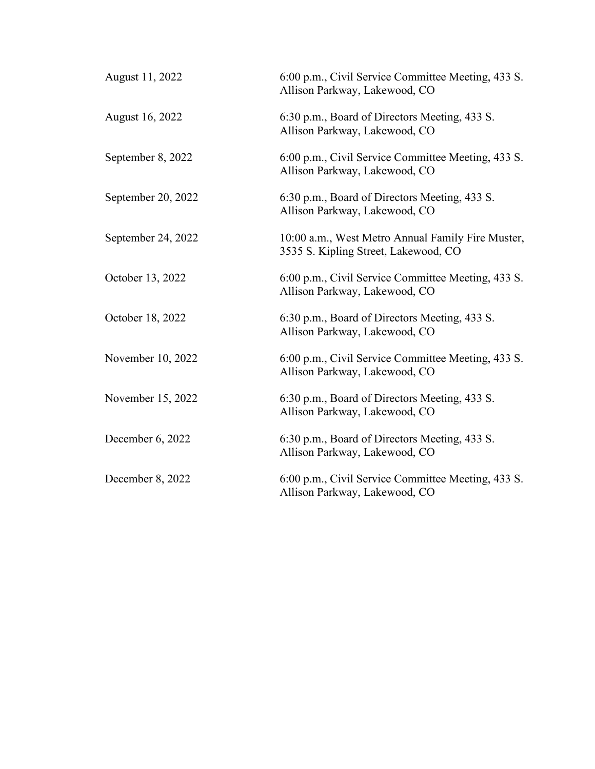| | |
|---|---|
| August 11, 2022 | 6:00 p.m., Civil Service Committee Meeting, 433 S. Allison Parkway, Lakewood, CO |
| August 16, 2022 | 6:30 p.m., Board of Directors Meeting, 433 S. Allison Parkway, Lakewood, CO |
| September 8, 2022 | 6:00 p.m., Civil Service Committee Meeting, 433 S. Allison Parkway, Lakewood, CO |
| September 20, 2022 | 6:30 p.m., Board of Directors Meeting, 433 S. Allison Parkway, Lakewood, CO |
| September 24, 2022 | 10:00 a.m., West Metro Annual Family Fire Muster, 3535 S. Kipling Street, Lakewood, CO |
| October 13, 2022 | 6:00 p.m., Civil Service Committee Meeting, 433 S. Allison Parkway, Lakewood, CO |
| October 18, 2022 | 6:30 p.m., Board of Directors Meeting, 433 S. Allison Parkway, Lakewood, CO |
| November 10, 2022 | 6:00 p.m., Civil Service Committee Meeting, 433 S. Allison Parkway, Lakewood, CO |
| November 15, 2022 | 6:30 p.m., Board of Directors Meeting, 433 S. Allison Parkway, Lakewood, CO |
| December 6, 2022 | 6:30 p.m., Board of Directors Meeting, 433 S. Allison Parkway, Lakewood, CO |
| December 8, 2022 | 6:00 p.m., Civil Service Committee Meeting, 433 S. Allison Parkway, Lakewood, CO |